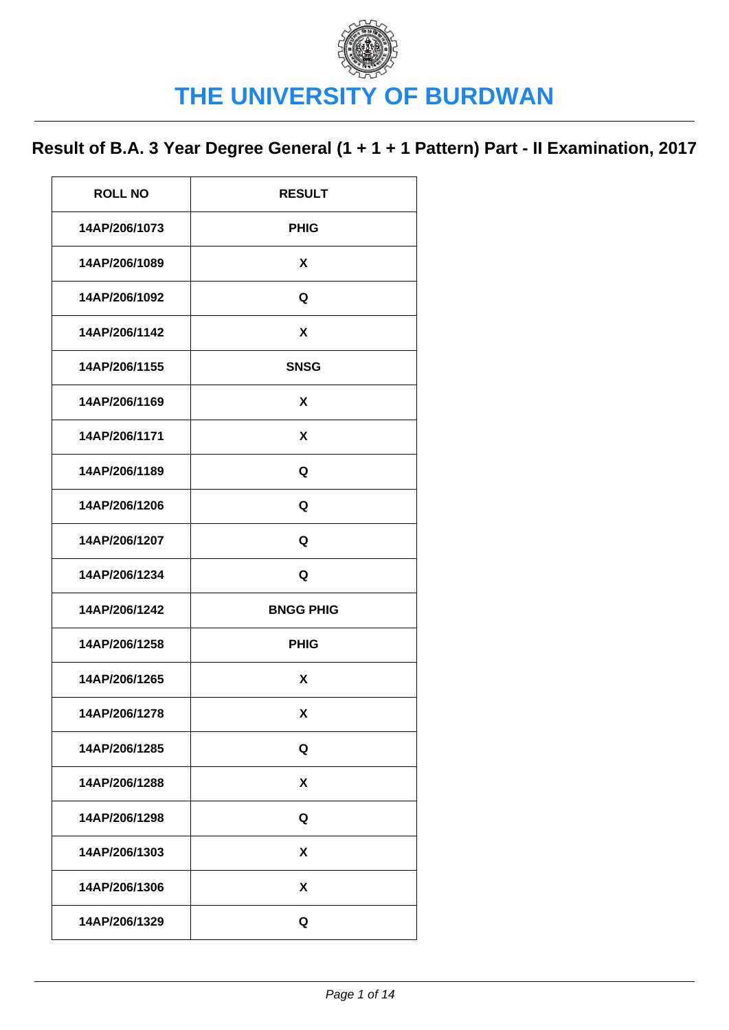# THE UNIVERSITY OF BURDWAN

## Result of B.A. 3 Year Degree General (1 + 1 + 1 Pattern) Part - II Examination, 2017

| ROLL NO | RESULT |
|---|---|
| 14AP/206/1073 | PHIG |
| 14AP/206/1089 | X |
| 14AP/206/1092 | Q |
| 14AP/206/1142 | X |
| 14AP/206/1155 | SNSG |
| 14AP/206/1169 | X |
| 14AP/206/1171 | X |
| 14AP/206/1189 | Q |
| 14AP/206/1206 | Q |
| 14AP/206/1207 | Q |
| 14AP/206/1234 | Q |
| 14AP/206/1242 | BNGG PHIG |
| 14AP/206/1258 | PHIG |
| 14AP/206/1265 | X |
| 14AP/206/1278 | X |
| 14AP/206/1285 | Q |
| 14AP/206/1288 | X |
| 14AP/206/1298 | Q |
| 14AP/206/1303 | X |
| 14AP/206/1306 | X |
| 14AP/206/1329 | Q |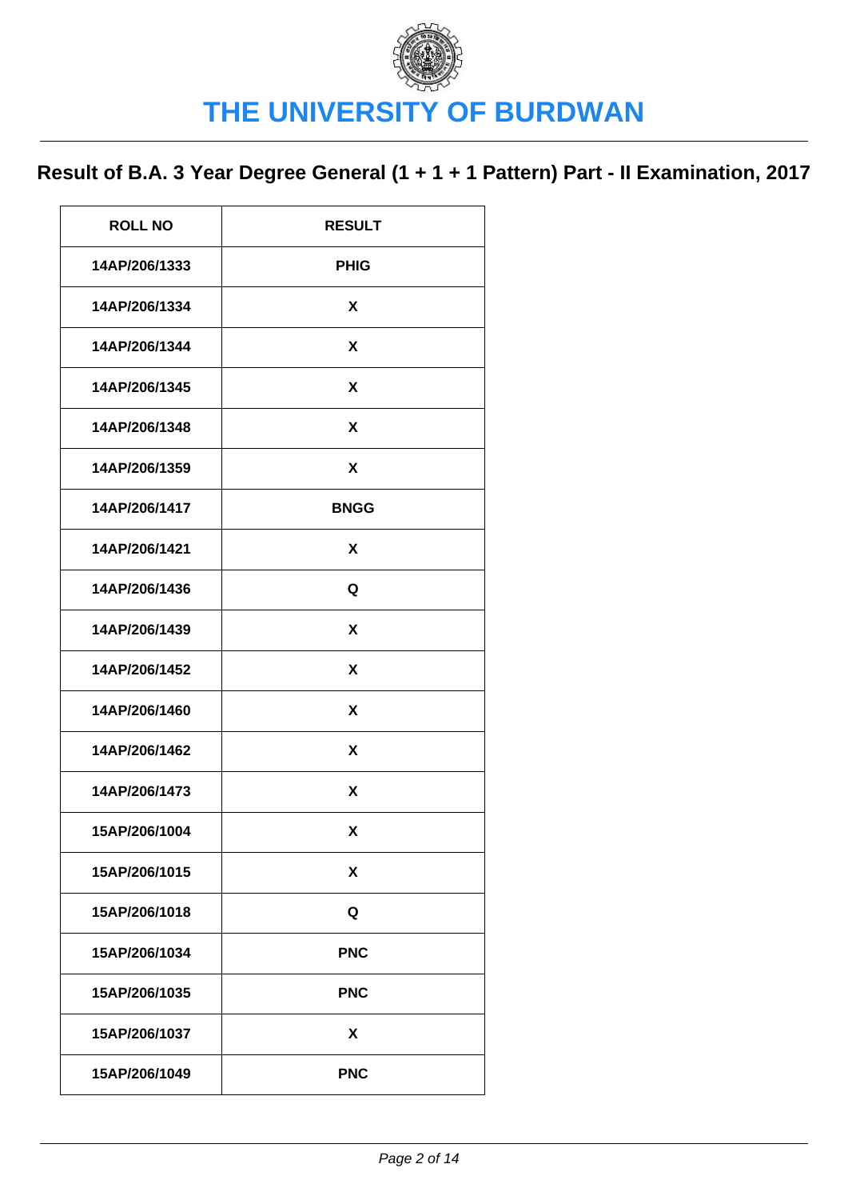# THE UNIVERSITY OF BURDWAN

## Result of B.A. 3 Year Degree General (1 + 1 + 1 Pattern) Part - II Examination, 2017

| ROLL NO | RESULT |
|---|---|
| 14AP/206/1333 | PHIG |
| 14AP/206/1334 | X |
| 14AP/206/1344 | X |
| 14AP/206/1345 | X |
| 14AP/206/1348 | X |
| 14AP/206/1359 | X |
| 14AP/206/1417 | BNGG |
| 14AP/206/1421 | X |
| 14AP/206/1436 | Q |
| 14AP/206/1439 | X |
| 14AP/206/1452 | X |
| 14AP/206/1460 | X |
| 14AP/206/1462 | X |
| 14AP/206/1473 | X |
| 15AP/206/1004 | X |
| 15AP/206/1015 | X |
| 15AP/206/1018 | Q |
| 15AP/206/1034 | PNC |
| 15AP/206/1035 | PNC |
| 15AP/206/1037 | X |
| 15AP/206/1049 | PNC |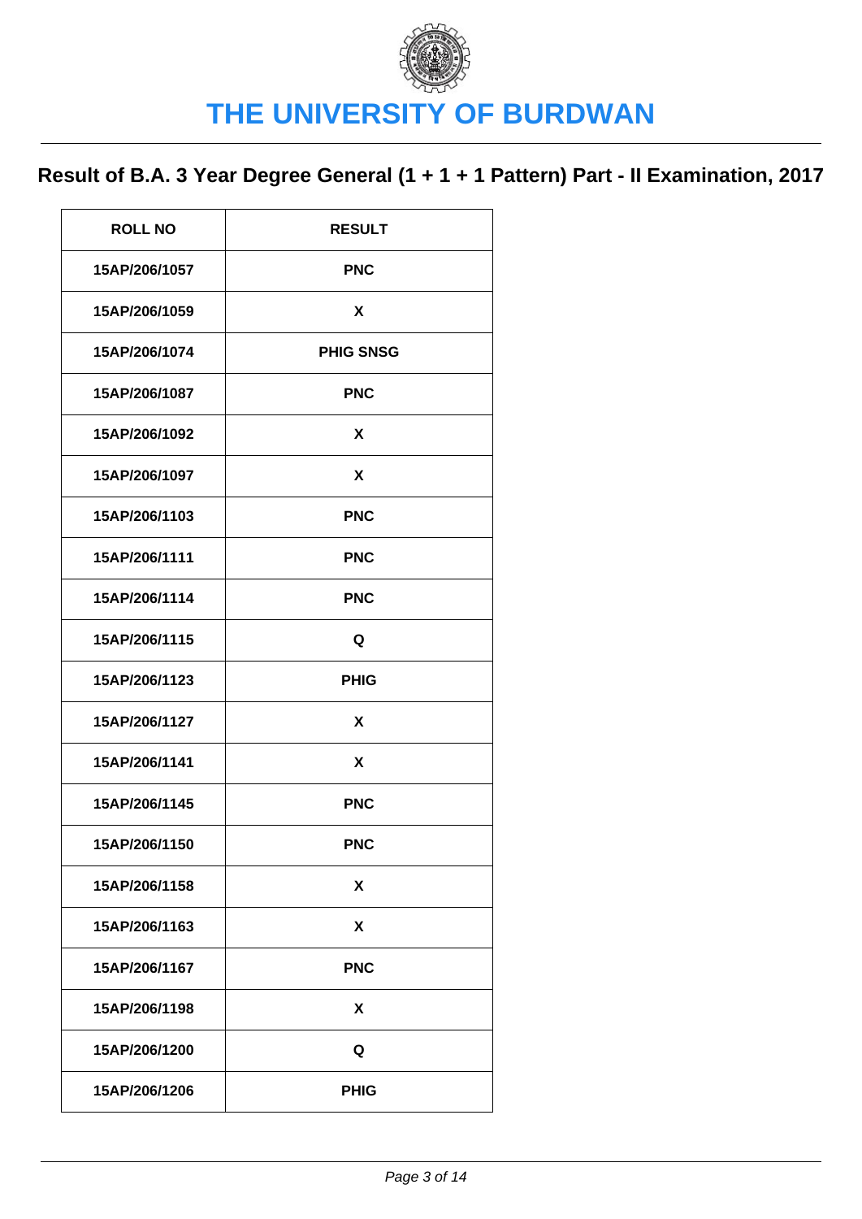# THE UNIVERSITY OF BURDWAN

## Result of B.A. 3 Year Degree General (1 + 1 + 1 Pattern) Part - II Examination, 2017

| ROLL NO | RESULT |
| --- | --- |
| 15AP/206/1057 | PNC |
| 15AP/206/1059 | X |
| 15AP/206/1074 | PHIG SNSG |
| 15AP/206/1087 | PNC |
| 15AP/206/1092 | X |
| 15AP/206/1097 | X |
| 15AP/206/1103 | PNC |
| 15AP/206/1111 | PNC |
| 15AP/206/1114 | PNC |
| 15AP/206/1115 | Q |
| 15AP/206/1123 | PHIG |
| 15AP/206/1127 | X |
| 15AP/206/1141 | X |
| 15AP/206/1145 | PNC |
| 15AP/206/1150 | PNC |
| 15AP/206/1158 | X |
| 15AP/206/1163 | X |
| 15AP/206/1167 | PNC |
| 15AP/206/1198 | X |
| 15AP/206/1200 | Q |
| 15AP/206/1206 | PHIG |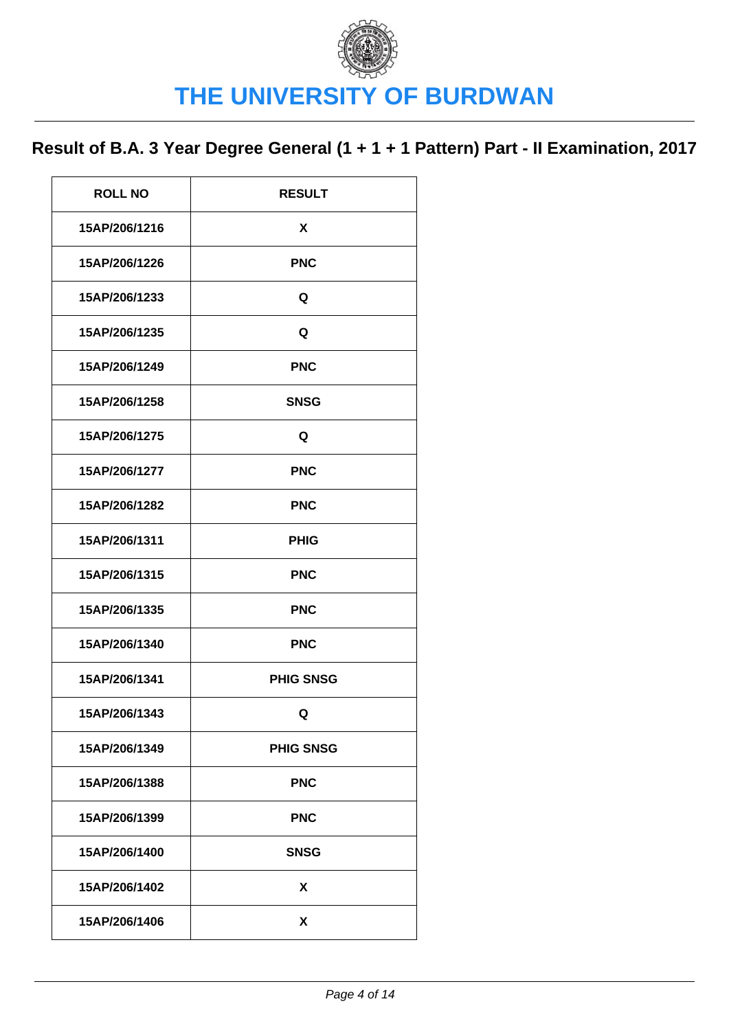# THE UNIVERSITY OF BURDWAN

## Result of B.A. 3 Year Degree General (1 + 1 + 1 Pattern) Part - II Examination, 2017

| ROLL NO | RESULT |
|---|---|
| 15AP/206/1216 | X |
| 15AP/206/1226 | PNC |
| 15AP/206/1233 | Q |
| 15AP/206/1235 | Q |
| 15AP/206/1249 | PNC |
| 15AP/206/1258 | SNSG |
| 15AP/206/1275 | Q |
| 15AP/206/1277 | PNC |
| 15AP/206/1282 | PNC |
| 15AP/206/1311 | PHIG |
| 15AP/206/1315 | PNC |
| 15AP/206/1335 | PNC |
| 15AP/206/1340 | PNC |
| 15AP/206/1341 | PHIG SNSG |
| 15AP/206/1343 | Q |
| 15AP/206/1349 | PHIG SNSG |
| 15AP/206/1388 | PNC |
| 15AP/206/1399 | PNC |
| 15AP/206/1400 | SNSG |
| 15AP/206/1402 | X |
| 15AP/206/1406 | X |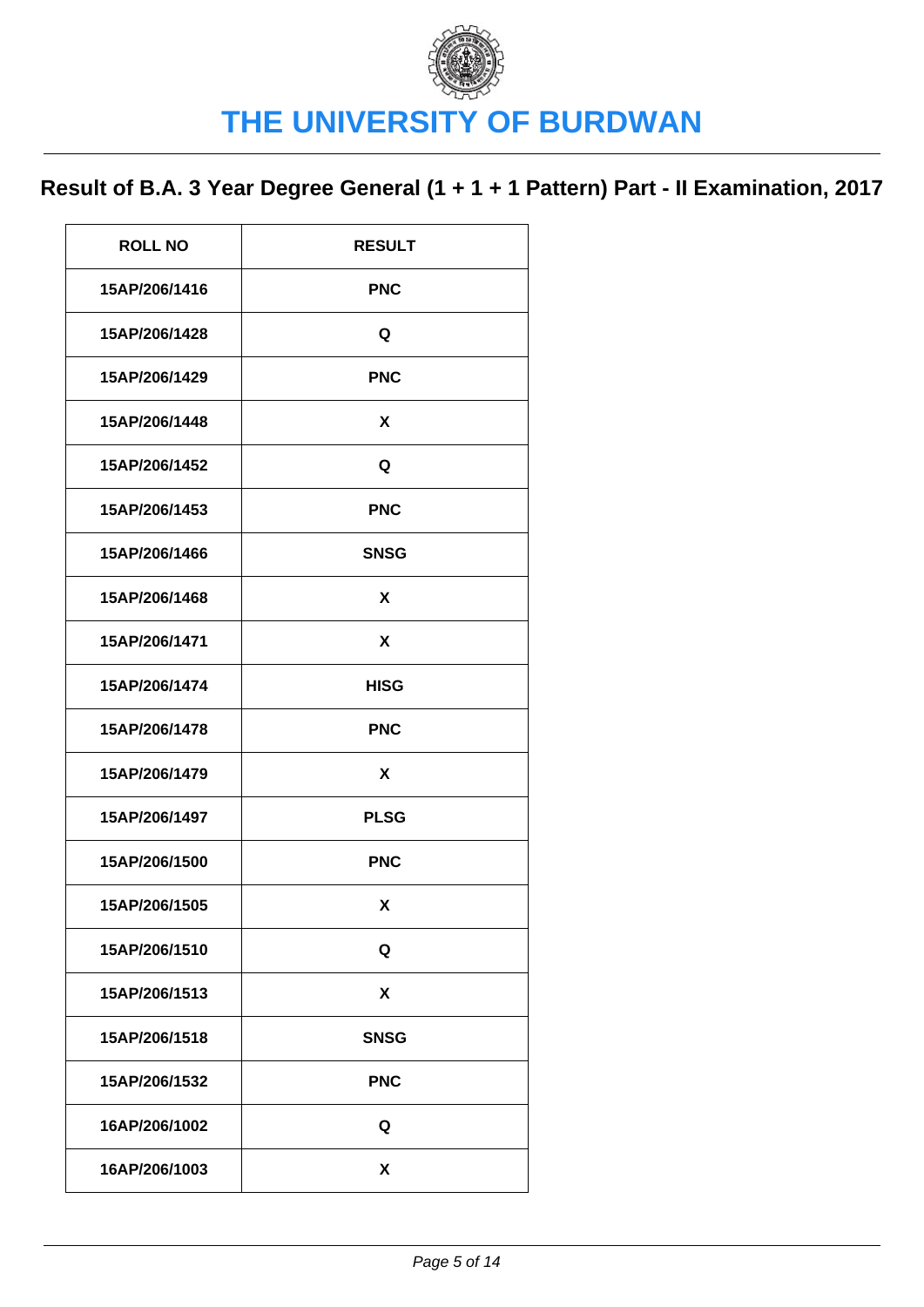# THE UNIVERSITY OF BURDWAN

## Result of B.A. 3 Year Degree General (1 + 1 + 1 Pattern) Part - II Examination, 2017

| ROLL NO | RESULT |
| --- | --- |
| 15AP/206/1416 | PNC |
| 15AP/206/1428 | Q |
| 15AP/206/1429 | PNC |
| 15AP/206/1448 | X |
| 15AP/206/1452 | Q |
| 15AP/206/1453 | PNC |
| 15AP/206/1466 | SNSG |
| 15AP/206/1468 | X |
| 15AP/206/1471 | X |
| 15AP/206/1474 | HISG |
| 15AP/206/1478 | PNC |
| 15AP/206/1479 | X |
| 15AP/206/1497 | PLSG |
| 15AP/206/1500 | PNC |
| 15AP/206/1505 | X |
| 15AP/206/1510 | Q |
| 15AP/206/1513 | X |
| 15AP/206/1518 | SNSG |
| 15AP/206/1532 | PNC |
| 16AP/206/1002 | Q |
| 16AP/206/1003 | X |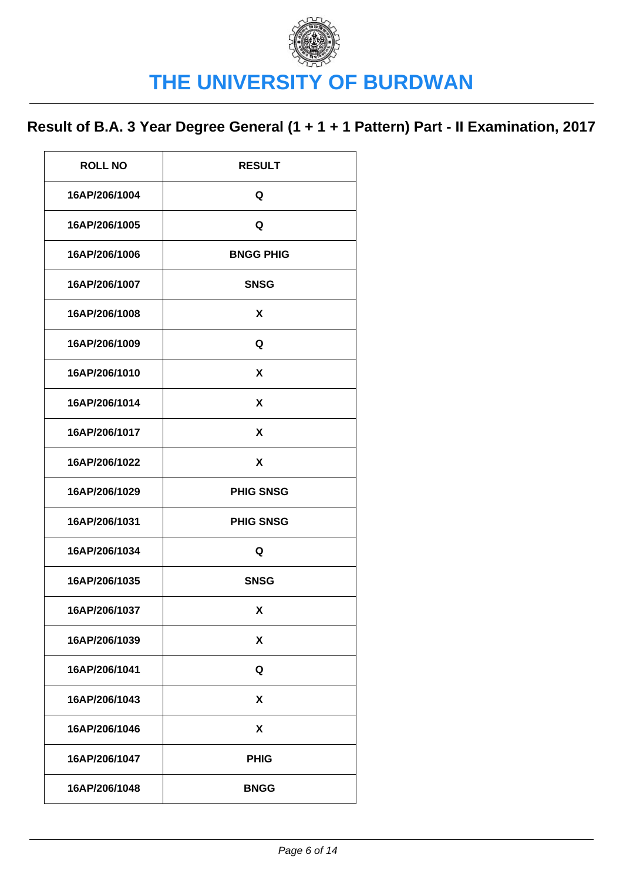# THE UNIVERSITY OF BURDWAN

## Result of B.A. 3 Year Degree General (1 + 1 + 1 Pattern) Part - II Examination, 2017

| ROLL NO | RESULT |
|---|---|
| 16AP/206/1004 | Q |
| 16AP/206/1005 | Q |
| 16AP/206/1006 | BNGG PHIG |
| 16AP/206/1007 | SNSG |
| 16AP/206/1008 | X |
| 16AP/206/1009 | Q |
| 16AP/206/1010 | X |
| 16AP/206/1014 | X |
| 16AP/206/1017 | X |
| 16AP/206/1022 | X |
| 16AP/206/1029 | PHIG SNSG |
| 16AP/206/1031 | PHIG SNSG |
| 16AP/206/1034 | Q |
| 16AP/206/1035 | SNSG |
| 16AP/206/1037 | X |
| 16AP/206/1039 | X |
| 16AP/206/1041 | Q |
| 16AP/206/1043 | X |
| 16AP/206/1046 | X |
| 16AP/206/1047 | PHIG |
| 16AP/206/1048 | BNGG |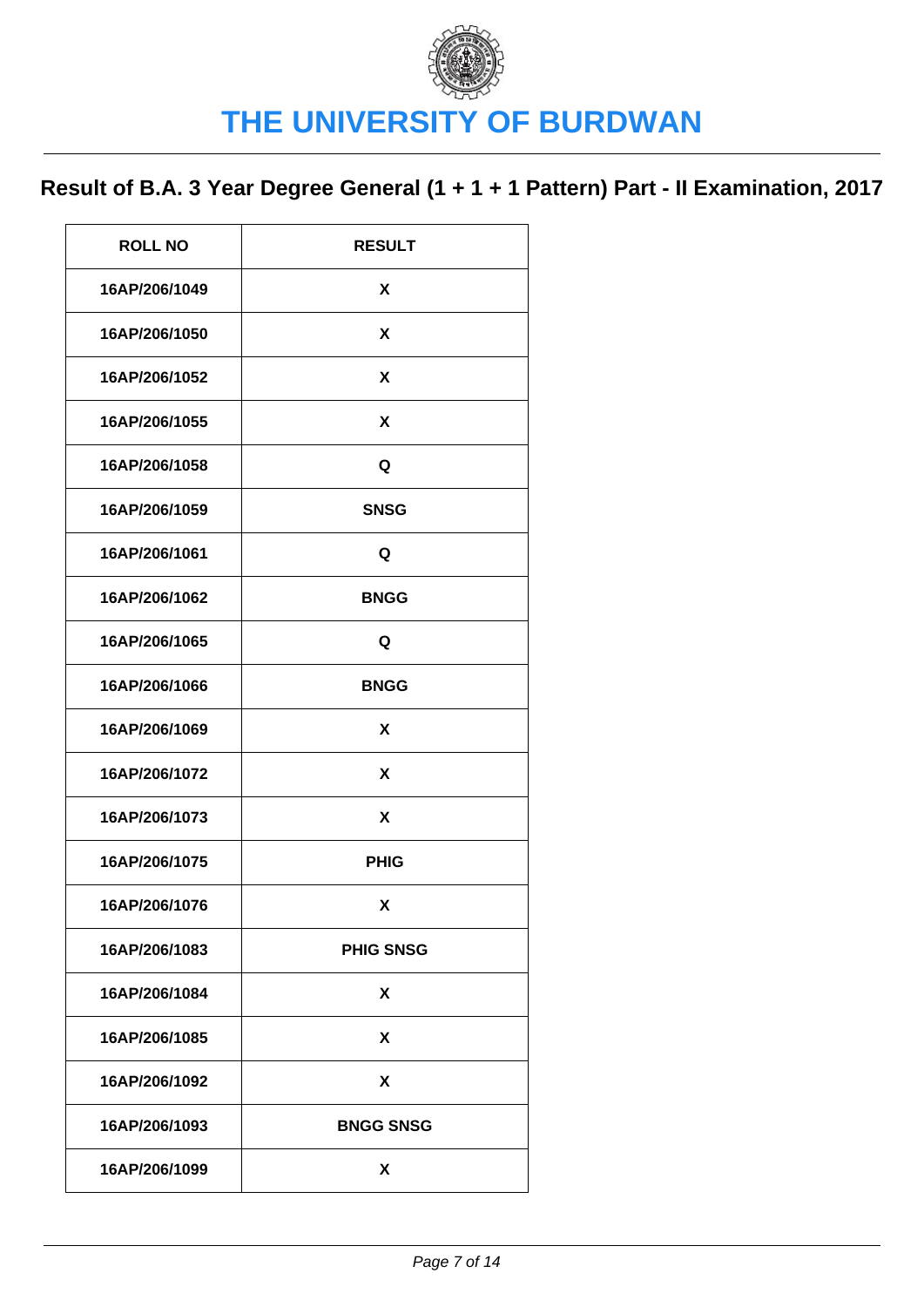# THE UNIVERSITY OF BURDWAN

## Result of B.A. 3 Year Degree General (1 + 1 + 1 Pattern) Part - II Examination, 2017

| ROLL NO | RESULT |
|---|---|
| 16AP/206/1049 | X |
| 16AP/206/1050 | X |
| 16AP/206/1052 | X |
| 16AP/206/1055 | X |
| 16AP/206/1058 | Q |
| 16AP/206/1059 | SNSG |
| 16AP/206/1061 | Q |
| 16AP/206/1062 | BNGG |
| 16AP/206/1065 | Q |
| 16AP/206/1066 | BNGG |
| 16AP/206/1069 | X |
| 16AP/206/1072 | X |
| 16AP/206/1073 | X |
| 16AP/206/1075 | PHIG |
| 16AP/206/1076 | X |
| 16AP/206/1083 | PHIG SNSG |
| 16AP/206/1084 | X |
| 16AP/206/1085 | X |
| 16AP/206/1092 | X |
| 16AP/206/1093 | BNGG SNSG |
| 16AP/206/1099 | X |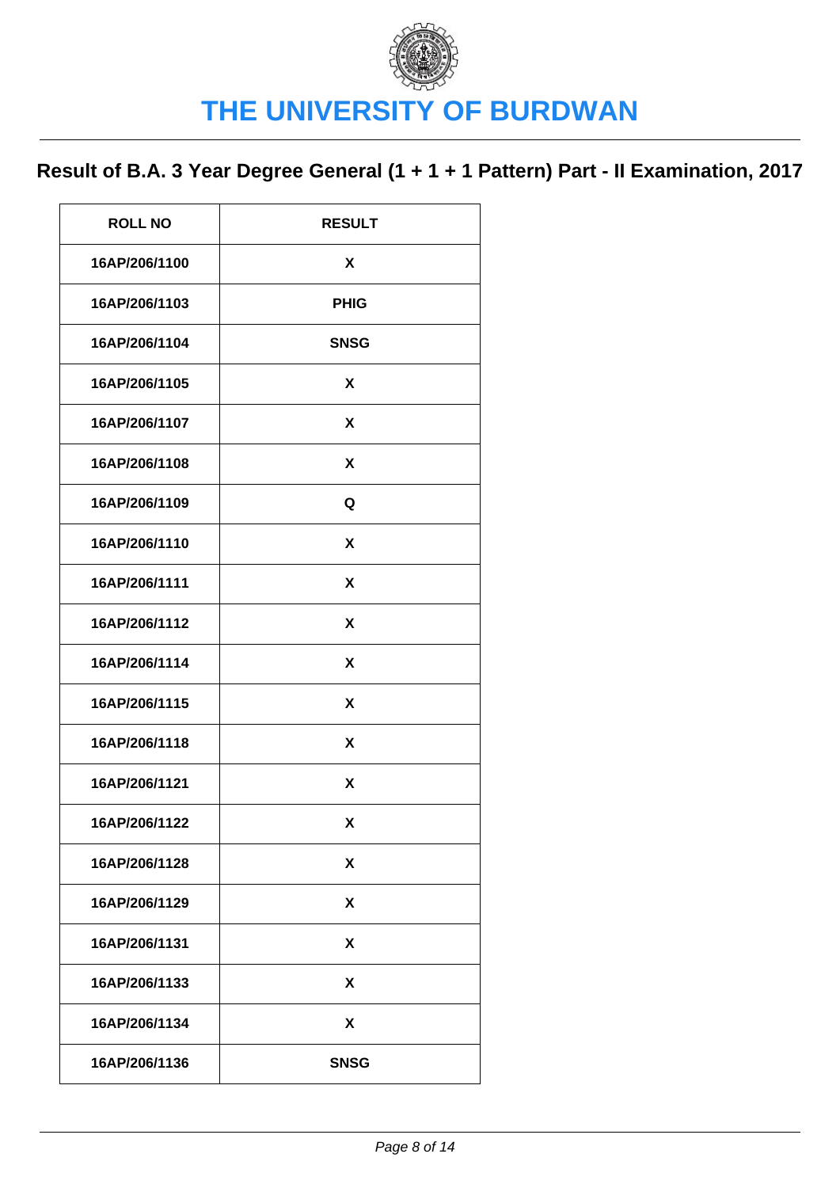# THE UNIVERSITY OF BURDWAN

## Result of B.A. 3 Year Degree General (1 + 1 + 1 Pattern) Part - II Examination, 2017

| ROLL NO | RESULT |
| --- | --- |
| 16AP/206/1100 | X |
| 16AP/206/1103 | PHIG |
| 16AP/206/1104 | SNSG |
| 16AP/206/1105 | X |
| 16AP/206/1107 | X |
| 16AP/206/1108 | X |
| 16AP/206/1109 | Q |
| 16AP/206/1110 | X |
| 16AP/206/1111 | X |
| 16AP/206/1112 | X |
| 16AP/206/1114 | X |
| 16AP/206/1115 | X |
| 16AP/206/1118 | X |
| 16AP/206/1121 | X |
| 16AP/206/1122 | X |
| 16AP/206/1128 | X |
| 16AP/206/1129 | X |
| 16AP/206/1131 | X |
| 16AP/206/1133 | X |
| 16AP/206/1134 | X |
| 16AP/206/1136 | SNSG |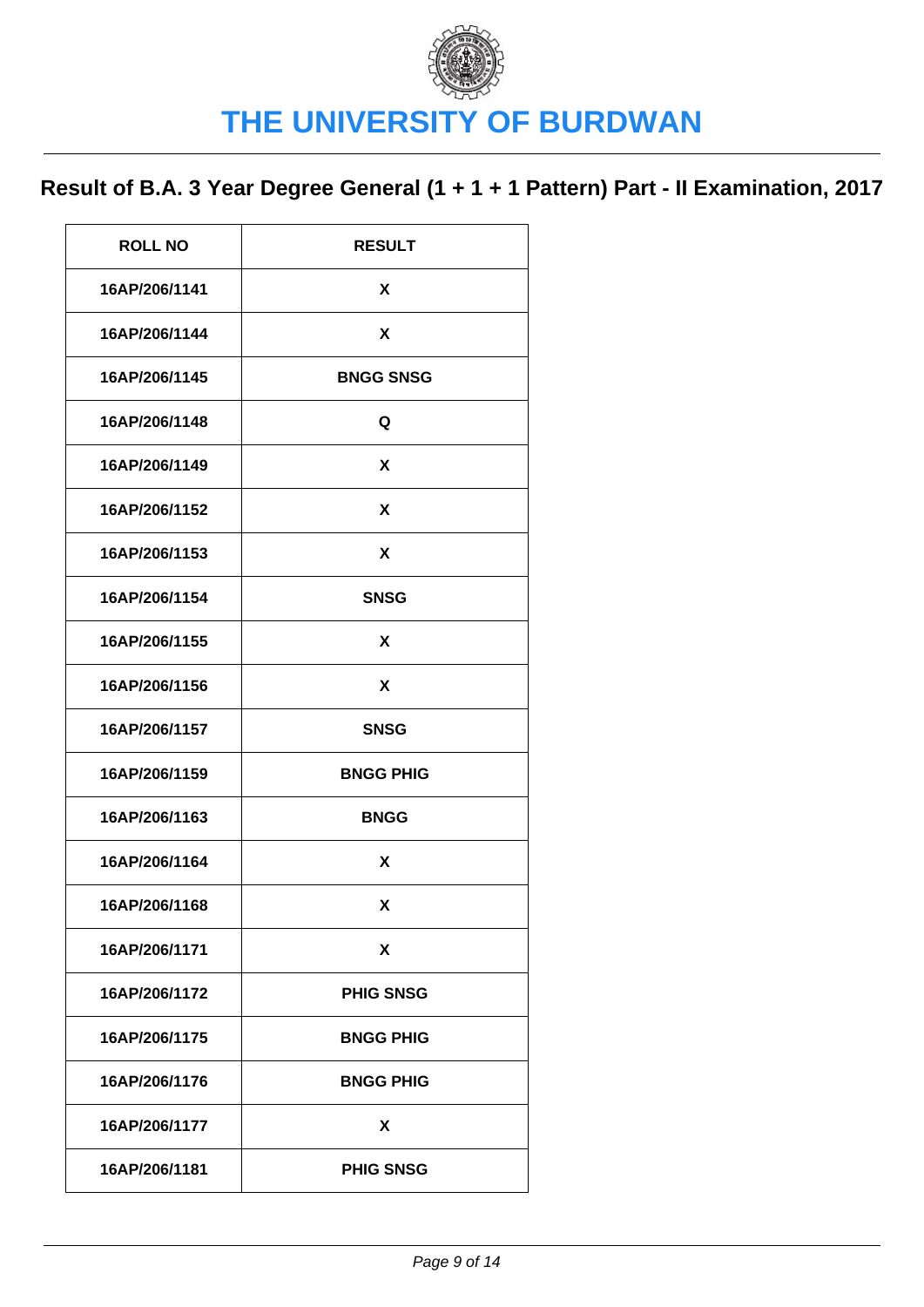# THE UNIVERSITY OF BURDWAN

## Result of B.A. 3 Year Degree General (1 + 1 + 1 Pattern) Part - II Examination, 2017

| ROLL NO | RESULT |
|---|---|
| 16AP/206/1141 | X |
| 16AP/206/1144 | X |
| 16AP/206/1145 | BNGG SNSG |
| 16AP/206/1148 | Q |
| 16AP/206/1149 | X |
| 16AP/206/1152 | X |
| 16AP/206/1153 | X |
| 16AP/206/1154 | SNSG |
| 16AP/206/1155 | X |
| 16AP/206/1156 | X |
| 16AP/206/1157 | SNSG |
| 16AP/206/1159 | BNGG PHIG |
| 16AP/206/1163 | BNGG |
| 16AP/206/1164 | X |
| 16AP/206/1168 | X |
| 16AP/206/1171 | X |
| 16AP/206/1172 | PHIG SNSG |
| 16AP/206/1175 | BNGG PHIG |
| 16AP/206/1176 | BNGG PHIG |
| 16AP/206/1177 | X |
| 16AP/206/1181 | PHIG SNSG |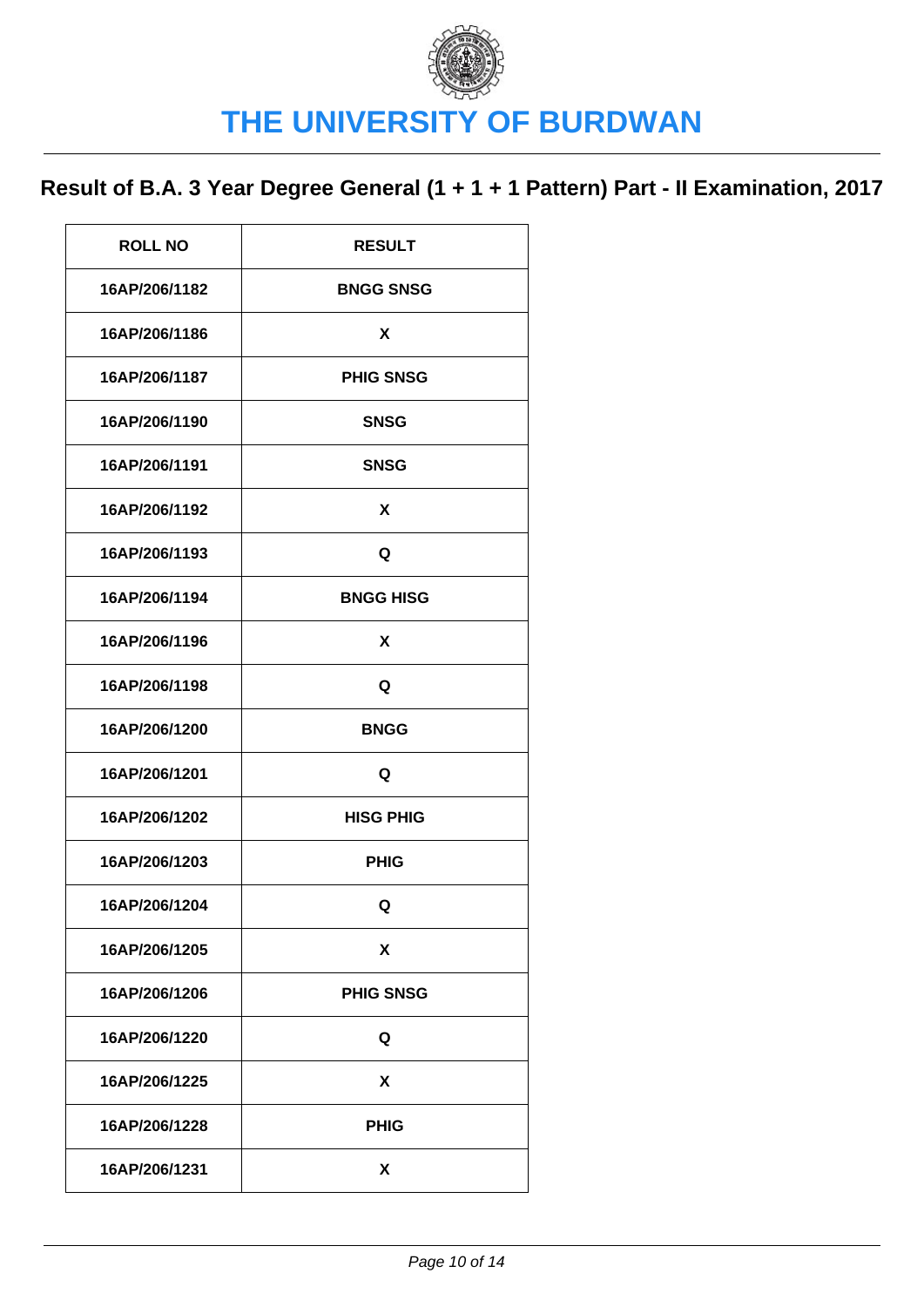# THE UNIVERSITY OF BURDWAN

## Result of B.A. 3 Year Degree General (1 + 1 + 1 Pattern) Part - II Examination, 2017

| ROLL NO | RESULT |
|---|---|
| 16AP/206/1182 | BNGG SNSG |
| 16AP/206/1186 | X |
| 16AP/206/1187 | PHIG SNSG |
| 16AP/206/1190 | SNSG |
| 16AP/206/1191 | SNSG |
| 16AP/206/1192 | X |
| 16AP/206/1193 | Q |
| 16AP/206/1194 | BNGG HISG |
| 16AP/206/1196 | X |
| 16AP/206/1198 | Q |
| 16AP/206/1200 | BNGG |
| 16AP/206/1201 | Q |
| 16AP/206/1202 | HISG PHIG |
| 16AP/206/1203 | PHIG |
| 16AP/206/1204 | Q |
| 16AP/206/1205 | X |
| 16AP/206/1206 | PHIG SNSG |
| 16AP/206/1220 | Q |
| 16AP/206/1225 | X |
| 16AP/206/1228 | PHIG |
| 16AP/206/1231 | X |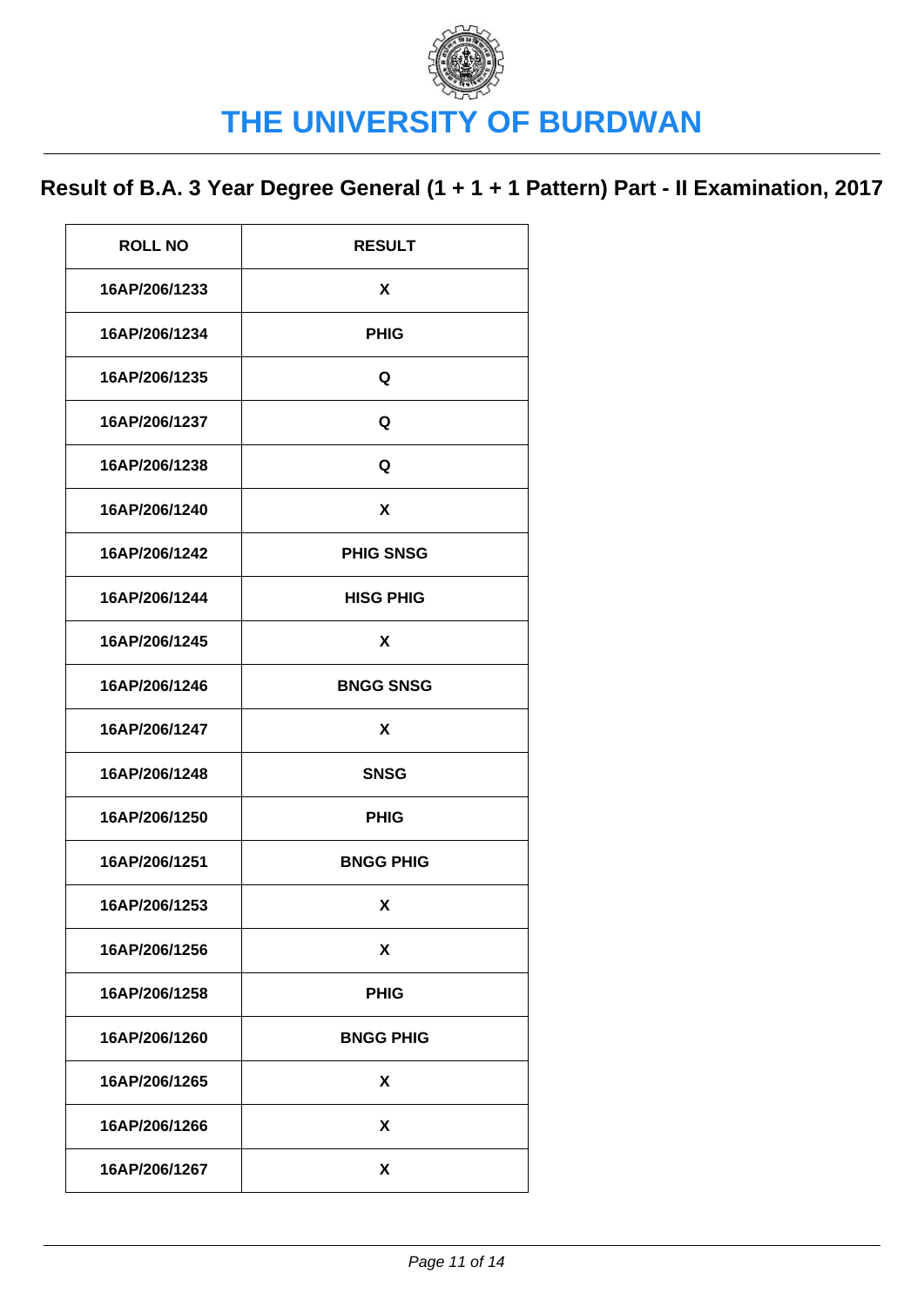# THE UNIVERSITY OF BURDWAN

## Result of B.A. 3 Year Degree General (1 + 1 + 1 Pattern) Part - II Examination, 2017

| ROLL NO | RESULT |
|---|---|
| 16AP/206/1233 | X |
| 16AP/206/1234 | PHIG |
| 16AP/206/1235 | Q |
| 16AP/206/1237 | Q |
| 16AP/206/1238 | Q |
| 16AP/206/1240 | X |
| 16AP/206/1242 | PHIG SNSG |
| 16AP/206/1244 | HISG PHIG |
| 16AP/206/1245 | X |
| 16AP/206/1246 | BNGG SNSG |
| 16AP/206/1247 | X |
| 16AP/206/1248 | SNSG |
| 16AP/206/1250 | PHIG |
| 16AP/206/1251 | BNGG PHIG |
| 16AP/206/1253 | X |
| 16AP/206/1256 | X |
| 16AP/206/1258 | PHIG |
| 16AP/206/1260 | BNGG PHIG |
| 16AP/206/1265 | X |
| 16AP/206/1266 | X |
| 16AP/206/1267 | X |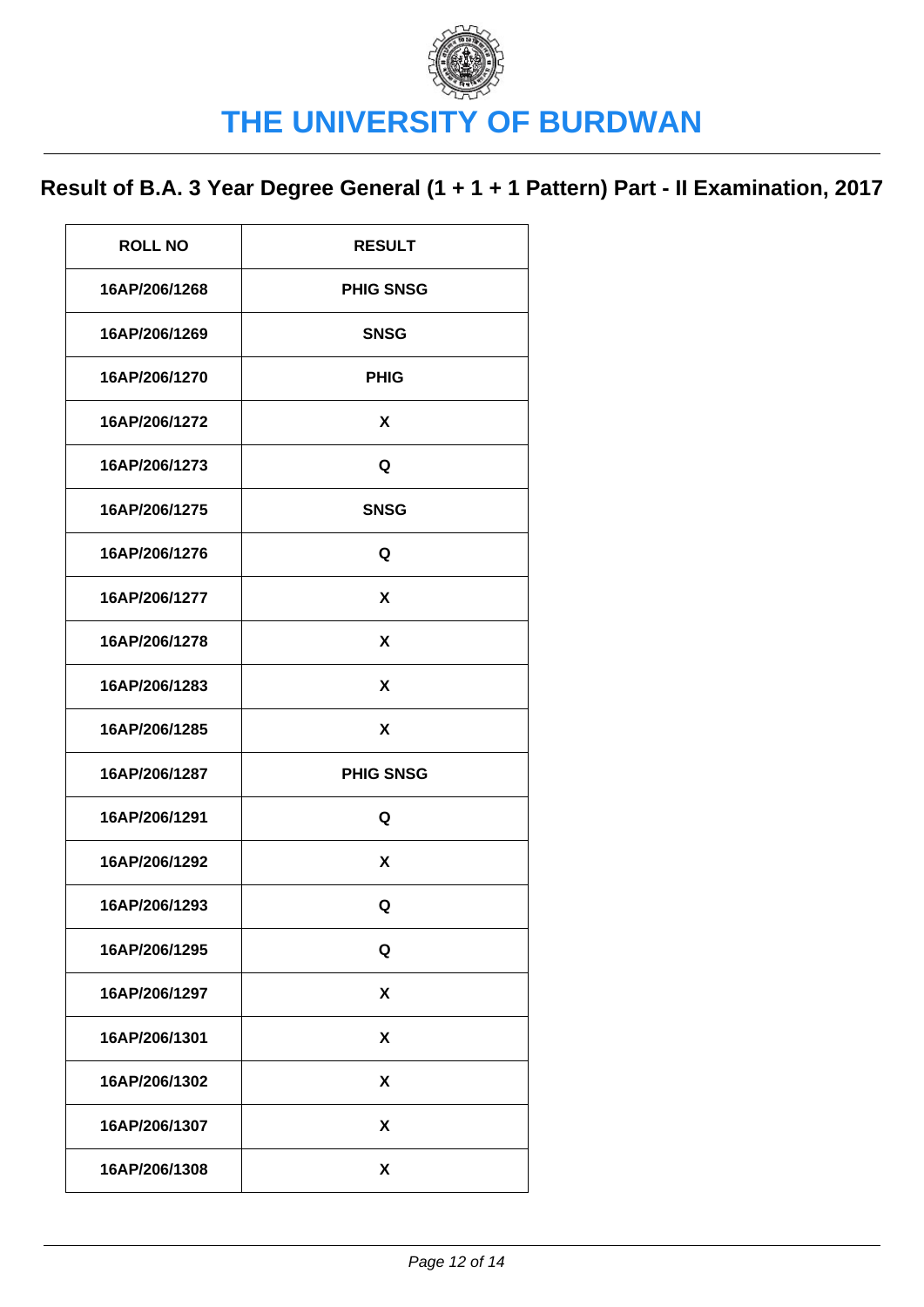# THE UNIVERSITY OF BURDWAN

## Result of B.A. 3 Year Degree General (1 + 1 + 1 Pattern) Part - II Examination, 2017

| ROLL NO | RESULT |
|---|---|
| 16AP/206/1268 | PHIG SNSG |
| 16AP/206/1269 | SNSG |
| 16AP/206/1270 | PHIG |
| 16AP/206/1272 | X |
| 16AP/206/1273 | Q |
| 16AP/206/1275 | SNSG |
| 16AP/206/1276 | Q |
| 16AP/206/1277 | X |
| 16AP/206/1278 | X |
| 16AP/206/1283 | X |
| 16AP/206/1285 | X |
| 16AP/206/1287 | PHIG SNSG |
| 16AP/206/1291 | Q |
| 16AP/206/1292 | X |
| 16AP/206/1293 | Q |
| 16AP/206/1295 | Q |
| 16AP/206/1297 | X |
| 16AP/206/1301 | X |
| 16AP/206/1302 | X |
| 16AP/206/1307 | X |
| 16AP/206/1308 | X |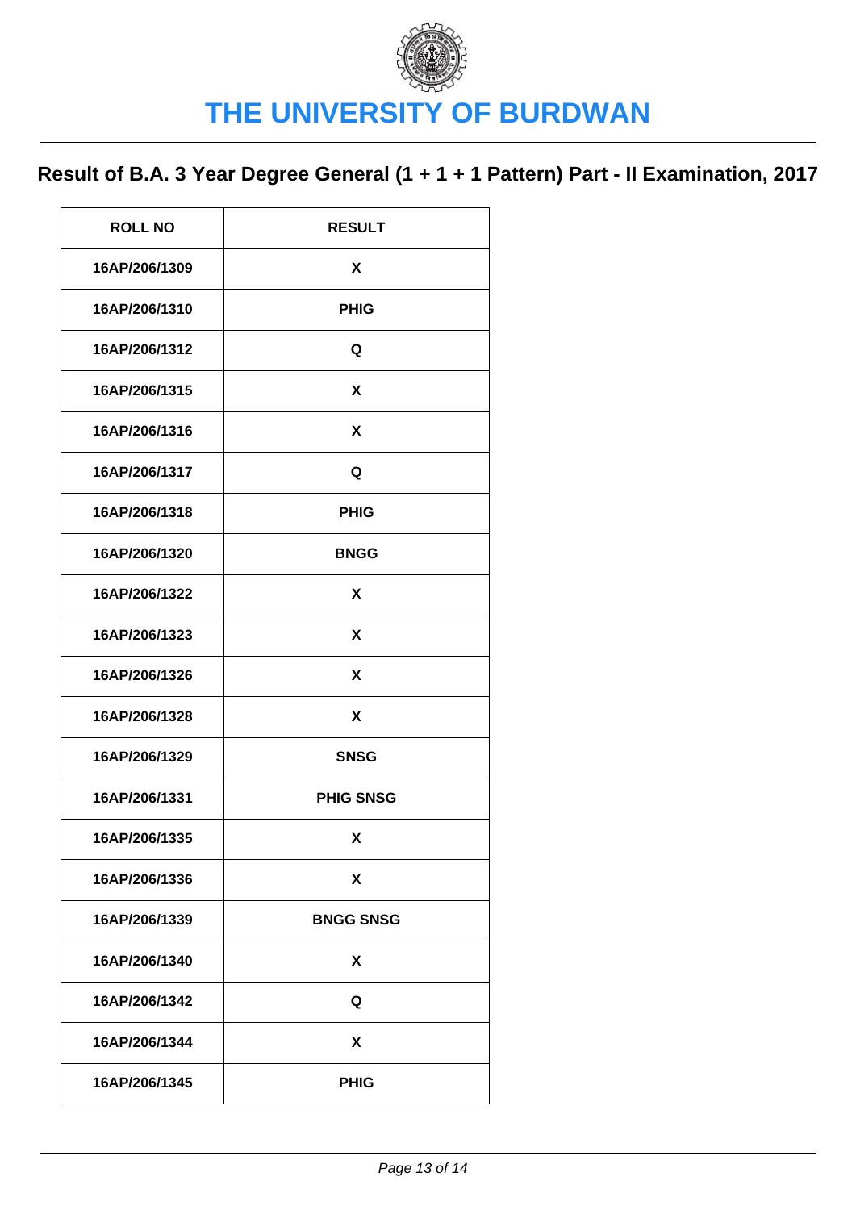# THE UNIVERSITY OF BURDWAN

## Result of B.A. 3 Year Degree General (1 + 1 + 1 Pattern) Part - II Examination, 2017

| ROLL NO | RESULT |
|---|---|
| 16AP/206/1309 | X |
| 16AP/206/1310 | PHIG |
| 16AP/206/1312 | Q |
| 16AP/206/1315 | X |
| 16AP/206/1316 | X |
| 16AP/206/1317 | Q |
| 16AP/206/1318 | PHIG |
| 16AP/206/1320 | BNGG |
| 16AP/206/1322 | X |
| 16AP/206/1323 | X |
| 16AP/206/1326 | X |
| 16AP/206/1328 | X |
| 16AP/206/1329 | SNSG |
| 16AP/206/1331 | PHIG SNSG |
| 16AP/206/1335 | X |
| 16AP/206/1336 | X |
| 16AP/206/1339 | BNGG SNSG |
| 16AP/206/1340 | X |
| 16AP/206/1342 | Q |
| 16AP/206/1344 | X |
| 16AP/206/1345 | PHIG |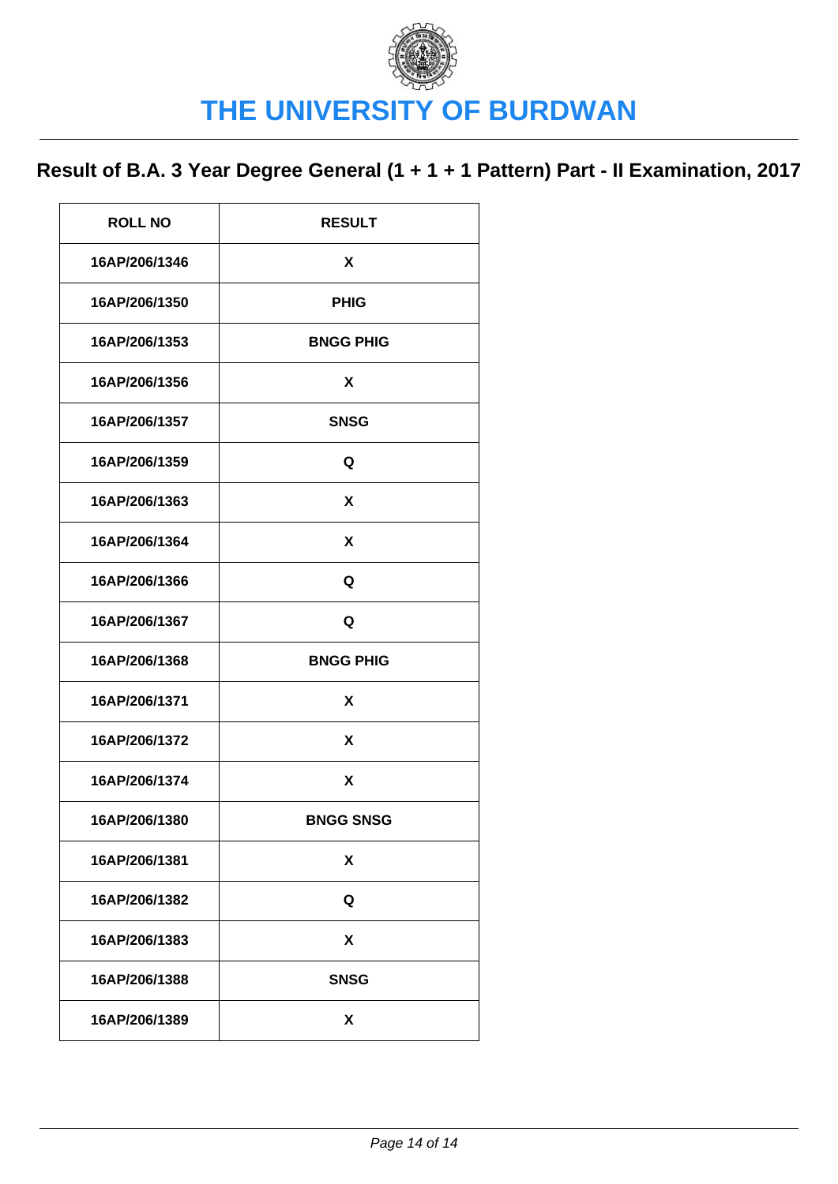# THE UNIVERSITY OF BURDWAN

## Result of B.A. 3 Year Degree General (1 + 1 + 1 Pattern) Part - II Examination, 2017

| ROLL NO | RESULT |
|---|---|
| 16AP/206/1346 | X |
| 16AP/206/1350 | PHIG |
| 16AP/206/1353 | BNGG PHIG |
| 16AP/206/1356 | X |
| 16AP/206/1357 | SNSG |
| 16AP/206/1359 | Q |
| 16AP/206/1363 | X |
| 16AP/206/1364 | X |
| 16AP/206/1366 | Q |
| 16AP/206/1367 | Q |
| 16AP/206/1368 | BNGG PHIG |
| 16AP/206/1371 | X |
| 16AP/206/1372 | X |
| 16AP/206/1374 | X |
| 16AP/206/1380 | BNGG SNSG |
| 16AP/206/1381 | X |
| 16AP/206/1382 | Q |
| 16AP/206/1383 | X |
| 16AP/206/1388 | SNSG |
| 16AP/206/1389 | X |